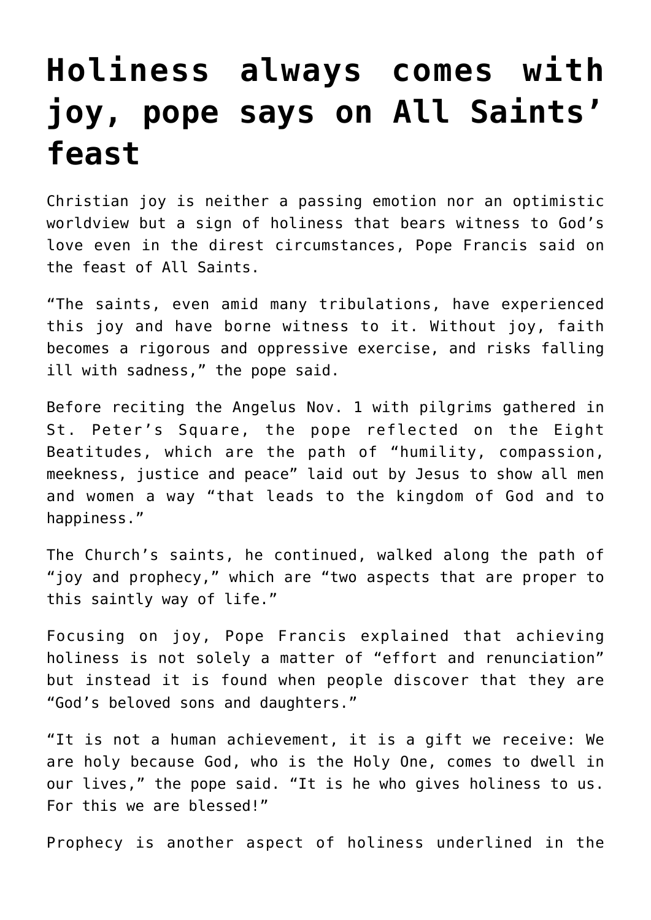# Holiness always comes with joy, pope says on All Saints' feast

Christian joy is neither a passing emotion nor an optimistic worldview but a sign of holiness that bears witness to God's love even in the direst circumstances, Pope Francis said on the feast of All Saints.

"The saints, even amid many tribulations, have experienced this joy and have borne witness to it. Without joy, faith becomes a rigorous and oppressive exercise, and risks falling ill with sadness," the pope said.

Before reciting the Angelus Nov. 1 with pilgrims gathered in St. Peter's Square, the pope reflected on the Eight Beatitudes, which are the path of "humility, compassion, meekness, justice and peace" laid out by Jesus to show all men and women a way "that leads to the kingdom of God and to happiness."

The Church's saints, he continued, walked along the path of "joy and prophecy," which are "two aspects that are proper to this saintly way of life."

Focusing on joy, Pope Francis explained that achieving holiness is not solely a matter of "effort and renunciation" but instead it is found when people discover that they are "God's beloved sons and daughters."

"It is not a human achievement, it is a gift we receive: We are holy because God, who is the Holy One, comes to dwell in our lives," the pope said. "It is he who gives holiness to us. For this we are blessed!"

Prophecy is another aspect of holiness underlined in the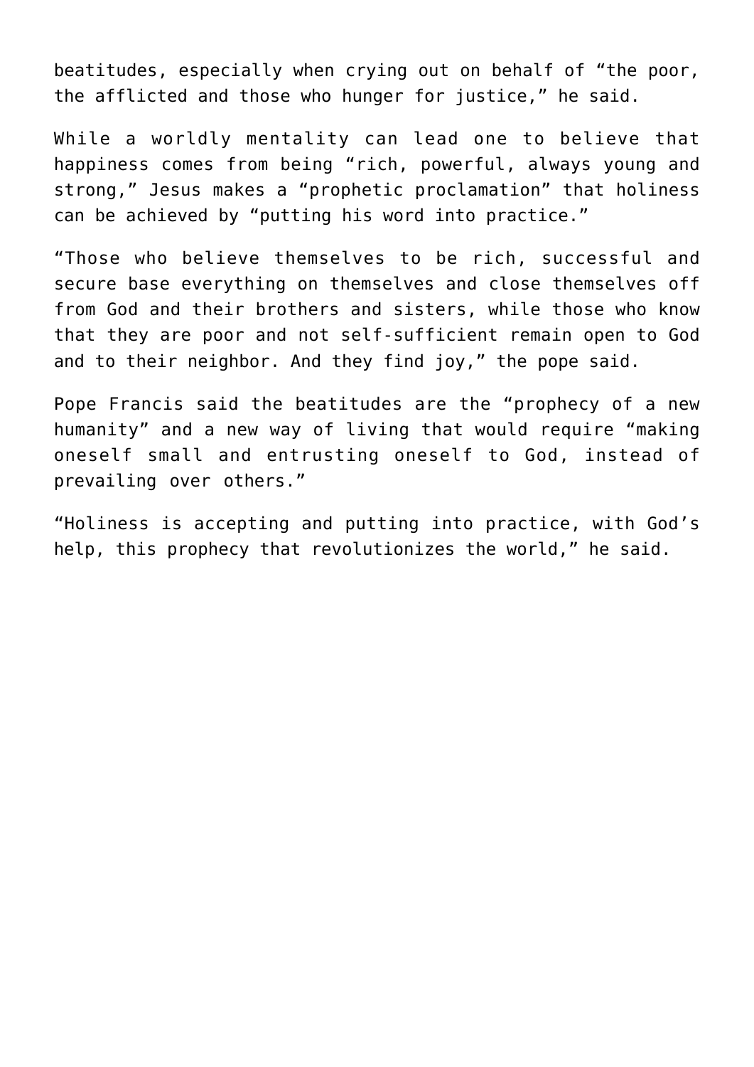beatitudes, especially when crying out on behalf of “the poor, the afflicted and those who hunger for justice,” he said.

While a worldly mentality can lead one to believe that happiness comes from being “rich, powerful, always young and strong,” Jesus makes a “prophetic proclamation” that holiness can be achieved by “putting his word into practice.”

“Those who believe themselves to be rich, successful and secure base everything on themselves and close themselves off from God and their brothers and sisters, while those who know that they are poor and not self-sufficient remain open to God and to their neighbor. And they find joy,” the pope said.

Pope Francis said the beatitudes are the “prophecy of a new humanity” and a new way of living that would require “making oneself small and entrusting oneself to God, instead of prevailing over others.”

“Holiness is accepting and putting into practice, with God’s help, this prophecy that revolutionizes the world,” he said.